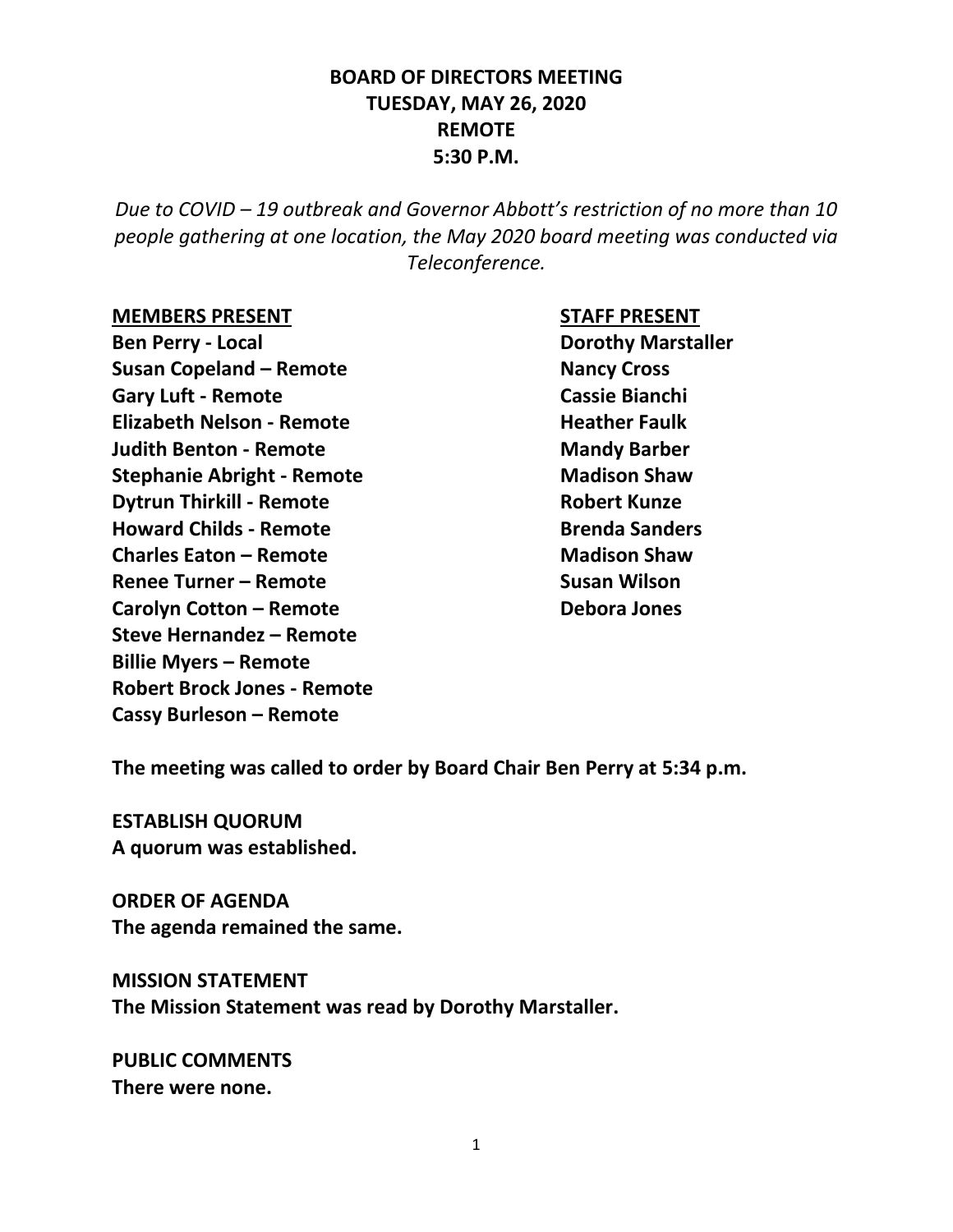# BOARD OF DIRECTORS MEETING
# TUESDAY, MAY 26, 2020
# REMOTE
# 5:30 P.M.

*Due to COVID – 19 outbreak and Governor Abbott's restriction of no more than 10 people gathering at one location, the May 2020 board meeting was conducted via Teleconference.*

| MEMBERS PRESENT | STAFF PRESENT |
|---|---|
| Ben Perry - Local | Dorothy Marstaller |
| Susan Copeland – Remote | Nancy Cross |
| Gary Luft - Remote | Cassie Bianchi |
| Elizabeth Nelson - Remote | Heather Faulk |
| Judith Benton - Remote | Mandy Barber |
| Stephanie Abright - Remote | Madison Shaw |
| Dytrun Thirkill - Remote | Robert Kunze |
| Howard Childs - Remote | Brenda Sanders |
| Charles Eaton – Remote | Madison Shaw |
| Renee Turner – Remote | Susan Wilson |
| Carolyn Cotton – Remote | Debora Jones |
| Steve Hernandez – Remote | |
| Billie Myers – Remote | |
| Robert Brock Jones - Remote | |
| Cassy Burleson – Remote | |

**The meeting was called to order by Board Chair Ben Perry at 5:34 p.m.**

**ESTABLISH QUORUM**
**A quorum was established.**

**ORDER OF AGENDA**
**The agenda remained the same.**

**MISSION STATEMENT**
**The Mission Statement was read by Dorothy Marstaller.**

**PUBLIC COMMENTS**
**There were none.**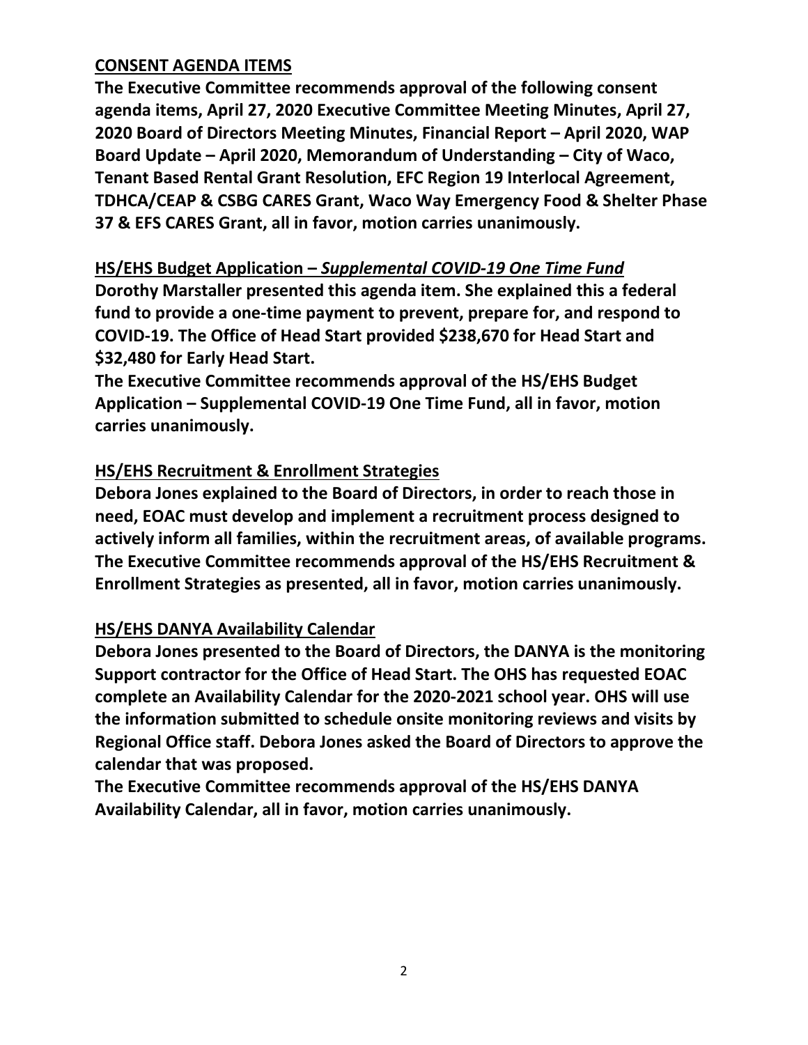**<u>CONSENT AGENDA ITEMS</u>**

**The Executive Committee recommends approval of the following consent agenda items, April 27, 2020 Executive Committee Meeting Minutes, April 27, 2020 Board of Directors Meeting Minutes, Financial Report – April 2020, WAP Board Update – April 2020, Memorandum of Understanding – City of Waco, Tenant Based Rental Grant Resolution, EFC Region 19 Interlocal Agreement, TDHCA/CEAP & CSBG CARES Grant, Waco Way Emergency Food & Shelter Phase 37 & EFS CARES Grant, all in favor, motion carries unanimously.**

**<u>HS/EHS Budget Application – *Supplemental COVID-19 One Time Fund*</u>**

**Dorothy Marstaller presented this agenda item. She explained this a federal fund to provide a one-time payment to prevent, prepare for, and respond to COVID-19. The Office of Head Start provided $238,670 for Head Start and $32,480 for Early Head Start.**

**The Executive Committee recommends approval of the HS/EHS Budget Application – Supplemental COVID-19 One Time Fund, all in favor, motion carries unanimously.**

**<u>HS/EHS Recruitment & Enrollment Strategies</u>**

**Debora Jones explained to the Board of Directors, in order to reach those in need, EOAC must develop and implement a recruitment process designed to actively inform all families, within the recruitment areas, of available programs. The Executive Committee recommends approval of the HS/EHS Recruitment & Enrollment Strategies as presented, all in favor, motion carries unanimously.**

**<u>HS/EHS DANYA Availability Calendar</u>**

**Debora Jones presented to the Board of Directors, the DANYA is the monitoring Support contractor for the Office of Head Start. The OHS has requested EOAC complete an Availability Calendar for the 2020-2021 school year. OHS will use the information submitted to schedule onsite monitoring reviews and visits by Regional Office staff. Debora Jones asked the Board of Directors to approve the calendar that was proposed.**

**The Executive Committee recommends approval of the HS/EHS DANYA Availability Calendar, all in favor, motion carries unanimously.**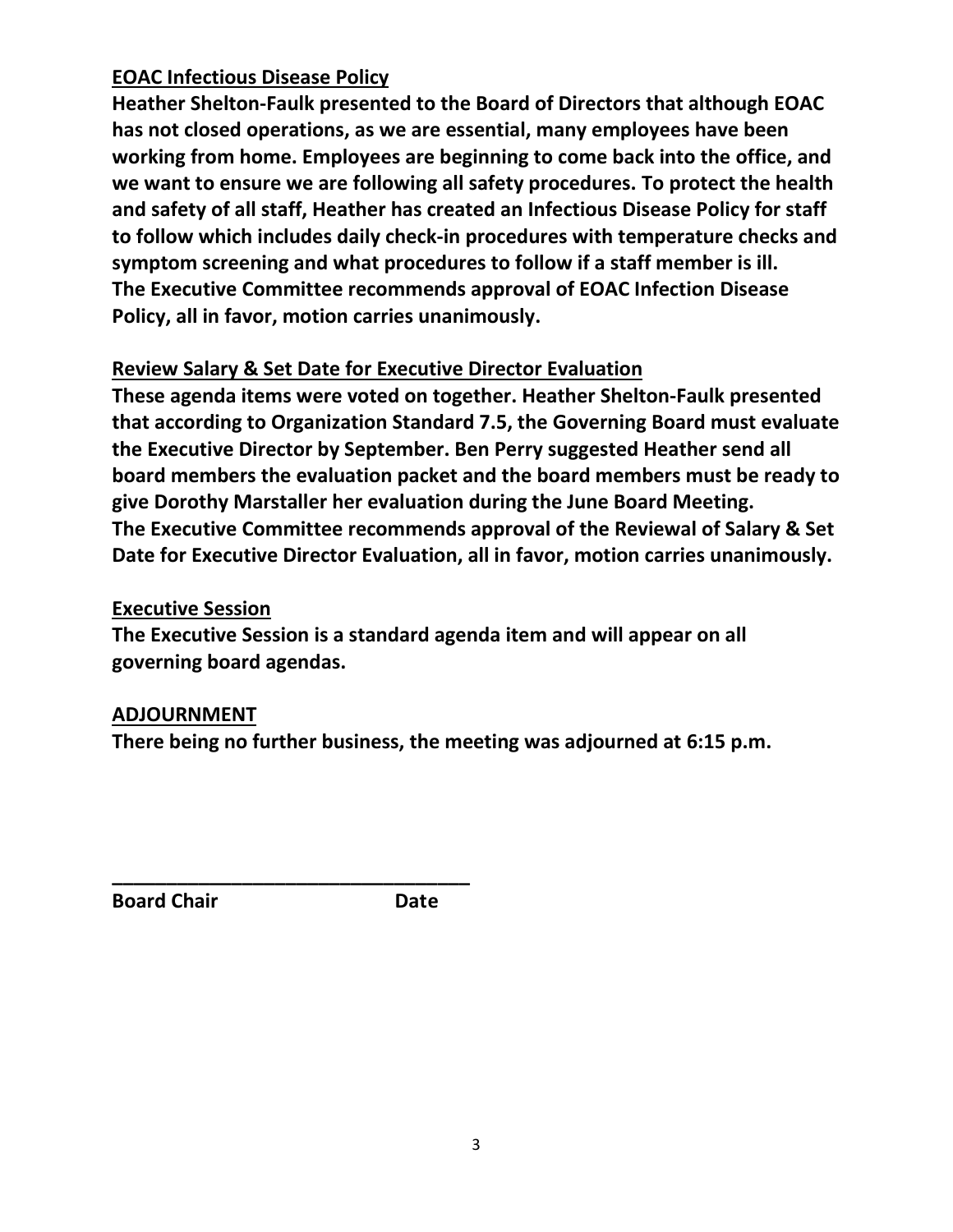**<u>EOAC Infectious Disease Policy</u>**

**Heather Shelton-Faulk presented to the Board of Directors that although EOAC has not closed operations, as we are essential, many employees have been working from home. Employees are beginning to come back into the office, and we want to ensure we are following all safety procedures. To protect the health and safety of all staff, Heather has created an Infectious Disease Policy for staff to follow which includes daily check-in procedures with temperature checks and symptom screening and what procedures to follow if a staff member is ill.**
**The Executive Committee recommends approval of EOAC Infection Disease Policy, all in favor, motion carries unanimously.**

**<u>Review Salary & Set Date for Executive Director Evaluation</u>**

**These agenda items were voted on together. Heather Shelton-Faulk presented that according to Organization Standard 7.5, the Governing Board must evaluate the Executive Director by September. Ben Perry suggested Heather send all board members the evaluation packet and the board members must be ready to give Dorothy Marstaller her evaluation during the June Board Meeting.**
**The Executive Committee recommends approval of the Reviewal of Salary & Set Date for Executive Director Evaluation, all in favor, motion carries unanimously.**

**<u>Executive Session</u>**

**The Executive Session is a standard agenda item and will appear on all governing board agendas.**

**<u>ADJOURNMENT</u>**

**There being no further business, the meeting was adjourned at 6:15 p.m.**

**\_\_\_\_\_\_\_\_\_\_\_\_\_\_\_\_\_\_\_\_\_\_\_\_\_\_\_\_\_\_\_\_\_\_\_**

**Board Chair Date**